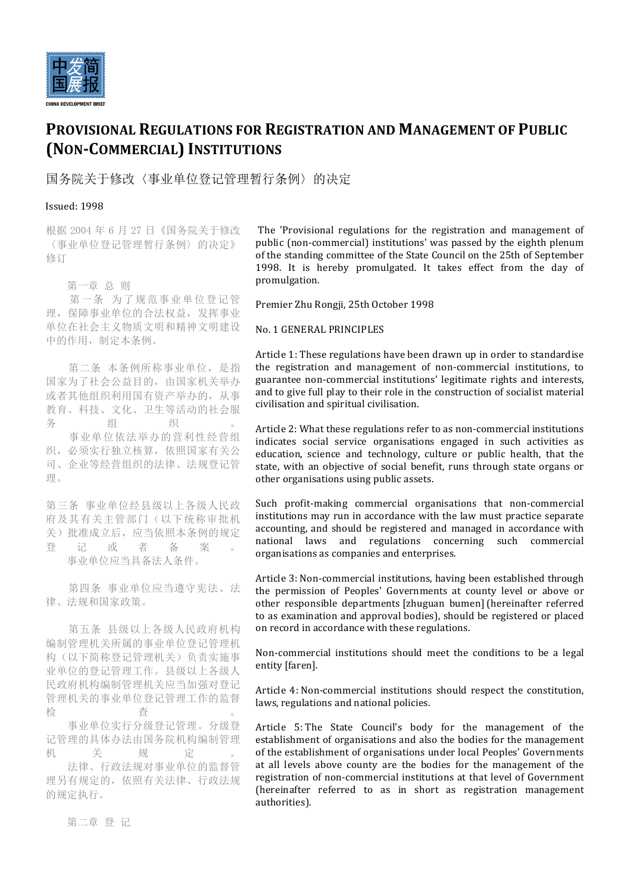# Provisional Regulations for Registration and Management of Public (Non-Commercial) Institutions

国务院关于修改〈事业单位登记管理暂行条例〉的决定

Issued: 1998

根据 2004 年 6 月 27 日《国务院关于修改〈事业单位登记管理暂行条例〉的决定》修订

第一章 总 则

第一条 为了规范事业单位登记管理，保障事业单位的合法权益，发挥事业单位在社会主义物质文明和精神文明建设中的作用，制定本条例。

第二条 本条例所称事业单位，是指国家为了社会公益目的，由国家机关举办或者其他组织利用国有资产举办的，从事教育、科技、文化、卫生等活动的社会服务组织。

事业单位依法举办的营利性经营组织，必须实行独立核算，依照国家有关公司、企业等经营组织的法律、法规登记管理。

第三条 事业单位经县级以上各级人民政府及其有关主管部门（以下统称审批机关）批准成立后，应当依照本条例的规定登记或者备案。

事业单位应当具备法人条件。

第四条 事业单位应当遵守宪法、法律、法规和国家政策。

第五条 县级以上各级人民政府机构编制管理机关所属的事业单位登记管理机构（以下简称登记管理机关）负责实施事业单位的登记管理工作。县级以上各级人民政府机构编制管理机关应当加强对登记管理机关的事业单位登记管理工作的监督检查。

事业单位实行分级登记管理。分级登记管理的具体办法由国务院机构编制管理机关规定。

法律、行政法规对事业单位的监督管理另有规定的，依照有关法律、行政法规的规定执行。

第二章 登 记

The 'Provisional regulations for the registration and management of public (non-commercial) institutions' was passed by the eighth plenum of the standing committee of the State Council on the 25th of September 1998. It is hereby promulgated. It takes effect from the day of promulgation.

Premier Zhu Rongji, 25th October 1998

No. 1 GENERAL PRINCIPLES

Article 1: These regulations have been drawn up in order to standardise the registration and management of non-commercial institutions, to guarantee non-commercial institutions' legitimate rights and interests, and to give full play to their role in the construction of socialist material civilisation and spiritual civilisation.

Article 2: What these regulations refer to as non-commercial institutions indicates social service organisations engaged in such activities as education, science and technology, culture or public health, that the state, with an objective of social benefit, runs through state organs or other organisations using public assets.

Such profit-making commercial organisations that non-commercial institutions may run in accordance with the law must practice separate accounting, and should be registered and managed in accordance with national laws and regulations concerning such commercial organisations as companies and enterprises.

Article 3: Non-commercial institutions, having been established through the permission of Peoples' Governments at county level or above or other responsible departments [zhuguan bumen] (hereinafter referred to as examination and approval bodies), should be registered or placed on record in accordance with these regulations.

Non-commercial institutions should meet the conditions to be a legal entity [faren].

Article 4: Non-commercial institutions should respect the constitution, laws, regulations and national policies.

Article 5: The State Council's body for the management of the establishment of organisations and also the bodies for the management of the establishment of organisations under local Peoples' Governments at all levels above county are the bodies for the management of the registration of non-commercial institutions at that level of Government (hereinafter referred to as in short as registration management authorities).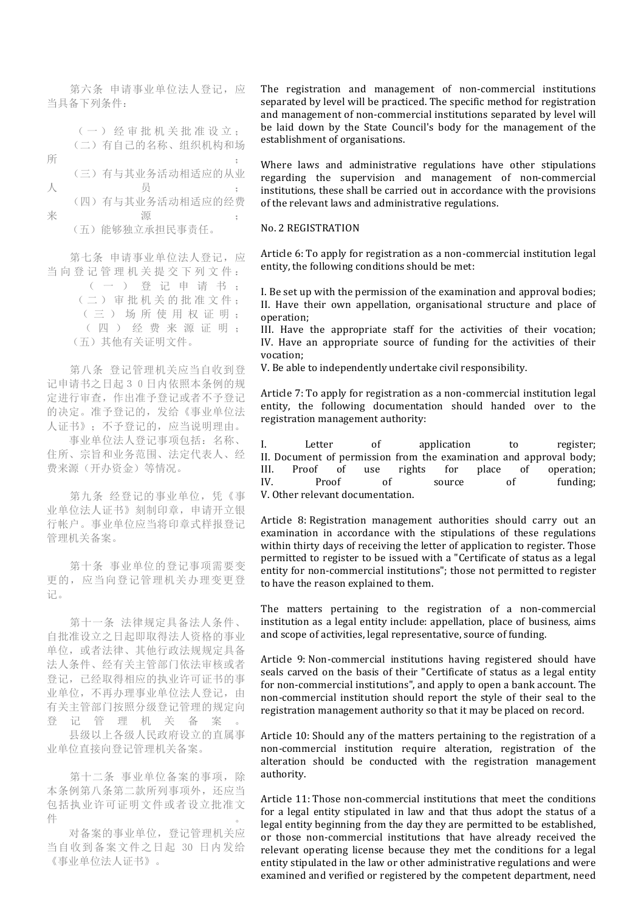第六条 申请事业单位法人登记，应当具备下列条件：

（一）经审批机关批准设立；
（二）有自己的名称、组织机构和场所；
（三）有与其业务活动相适应的从业人员；
（四）有与其业务活动相适应的经费来源；
（五）能够独立承担民事责任。

第七条 申请事业单位法人登记，应当向登记管理机关提交下列文件：
（一）登记申请书；
（二）审批机关的批准文件；
（三）场所使用权证明；
（四）经费来源证明；
（五）其他有关证明文件。

第八条 登记管理机关应当自收到登记申请书之日起３０日内依照本条例的规定进行审查，作出准予登记或者不予登记的决定。准予登记的，发给《事业单位法人证书》；不予登记的，应当说明理由。

事业单位法人登记事项包括：名称、住所、宗旨和业务范围、法定代表人、经费来源（开办资金）等情况。

第九条 经登记的事业单位，凭《事业单位法人证书》刻制印章，申请开立银行帐户。事业单位应当将印章式样报登记管理机关备案。

第十条 事业单位的登记事项需要变更的，应当向登记管理机关办理变更登记。

第十一条 法律规定具备法人条件、自批准设立之日起即取得法人资格的事业单位，或者法律、其他行政法规规定具备法人条件、经有关主管部门依法审核或者登记，已经取得相应的执业许可证书的事业单位，不再办理事业单位法人登记，由有关主管部门按照分级登记管理的规定向登记管理机关备案。

县级以上各级人民政府设立的直属事业单位直接向登记管理机关备案。

第十二条 事业单位备案的事项，除本条例第八条第二款所列事项外，还应当包括执业许可证明文件或者设立批准文件。

对备案的事业单位，登记管理机关应当自收到备案文件之日起 30 日内发给《事业单位法人证书》。

The registration and management of non-commercial institutions separated by level will be practiced. The specific method for registration and management of non-commercial institutions separated by level will be laid down by the State Council's body for the management of the establishment of organisations.

Where laws and administrative regulations have other stipulations regarding the supervision and management of non-commercial institutions, these shall be carried out in accordance with the provisions of the relevant laws and administrative regulations.

No. 2 REGISTRATION

Article 6: To apply for registration as a non-commercial institution legal entity, the following conditions should be met:

I. Be set up with the permission of the examination and approval bodies;
II. Have their own appellation, organisational structure and place of operation;
III. Have the appropriate staff for the activities of their vocation;
IV. Have an appropriate source of funding for the activities of their vocation;
V. Be able to independently undertake civil responsibility.

Article 7: To apply for registration as a non-commercial institution legal entity, the following documentation should handed over to the registration management authority:

I. Letter of application to register;
II. Document of permission from the examination and approval body;
III. Proof of use rights for place of operation;
IV. Proof of source of funding;
V. Other relevant documentation.

Article 8: Registration management authorities should carry out an examination in accordance with the stipulations of these regulations within thirty days of receiving the letter of application to register. Those permitted to register to be issued with a "Certificate of status as a legal entity for non-commercial institutions"; those not permitted to register to have the reason explained to them.

The matters pertaining to the registration of a non-commercial institution as a legal entity include: appellation, place of business, aims and scope of activities, legal representative, source of funding.

Article 9: Non-commercial institutions having registered should have seals carved on the basis of their "Certificate of status as a legal entity for non-commercial institutions", and apply to open a bank account. The non-commercial institution should report the style of their seal to the registration management authority so that it may be placed on record.

Article 10: Should any of the matters pertaining to the registration of a non-commercial institution require alteration, registration of the alteration should be conducted with the registration management authority.

Article 11: Those non-commercial institutions that meet the conditions for a legal entity stipulated in law and that thus adopt the status of a legal entity beginning from the day they are permitted to be established, or those non-commercial institutions that have already received the relevant operating license because they met the conditions for a legal entity stipulated in the law or other administrative regulations and were examined and verified or registered by the competent department, need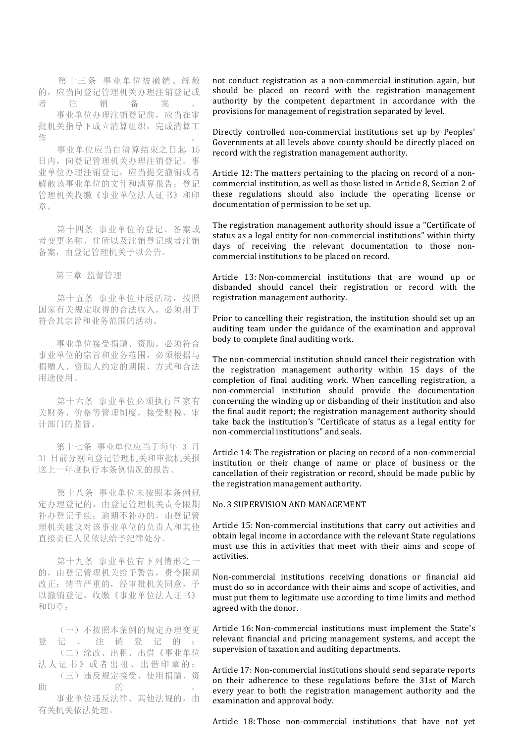第十三条 事业单位被撤销、解散的，应当向登记管理机关办理注销登记或者注销备案。

事业单位办理注销登记前，应当在审批机关指导下成立清算组织，完成清算工作。

事业单位应当自清算结束之日起 15 日内，向登记管理机关办理注销登记。事业单位办理注销登记，应当提交撤销或者解散该事业单位的文件和清算报告；登记管理机关收缴《事业单位法人证书》和印章。

第十四条 事业单位的登记、备案或者变更名称、住所以及注销登记或者注销备案，由登记管理机关予以公告。

第三章 监督管理

第十五条 事业单位开展活动，按照国家有关规定取得的合法收入，必须用于符合其宗旨和业务范围的活动。

事业单位接受捐赠、资助，必须符合事业单位的宗旨和业务范围，必须根据与捐赠人、资助人约定的期限、方式和合法用途使用。

第十六条 事业单位必须执行国家有关财务、价格等管理制度，接受财税、审计部门的监督。

第十七条 事业单位应当于每年 3 月 31 日前分别向登记管理机关和审批机关报送上一年度执行本条例情况的报告。

第十八条 事业单位未按照本条例规定办理登记的，由登记管理机关责令限期补办登记手续；逾期不补办的，由登记管理机关建议对该事业单位的负责人和其他直接责任人员依法给予纪律处分。

第十九条 事业单位有下列情形之一的，由登记管理机关给予警告，责令限期改正；情节严重的，经审批机关同意，予以撤销登记，收缴《事业单位法人证书》和印章：

（一）不按照本条例的规定办理变更登记、注销登记的；
（二）涂改、出租、出借《事业单位法人证书》或者出租、出借印章的；
（三）违反规定接受、使用捐赠、资助的。

事业单位违反法律、其他法规的，由有关机关依法处理。

not conduct registration as a non-commercial institution again, but should be placed on record with the registration management authority by the competent department in accordance with the provisions for management of registration separated by level.

Directly controlled non-commercial institutions set up by Peoples' Governments at all levels above county should be directly placed on record with the registration management authority.

Article 12: The matters pertaining to the placing on record of a non-commercial institution, as well as those listed in Article 8, Section 2 of these regulations should also include the operating license or documentation of permission to be set up.

The registration management authority should issue a "Certificate of status as a legal entity for non-commercial institutions" within thirty days of receiving the relevant documentation to those non-commercial institutions to be placed on record.

Article 13: Non-commercial institutions that are wound up or disbanded should cancel their registration or record with the registration management authority.

Prior to cancelling their registration, the institution should set up an auditing team under the guidance of the examination and approval body to complete final auditing work.

The non-commercial institution should cancel their registration with the registration management authority within 15 days of the completion of final auditing work. When cancelling registration, a non-commercial institution should provide the documentation concerning the winding up or disbanding of their institution and also the final audit report; the registration management authority should take back the institution's "Certificate of status as a legal entity for non-commercial institutions" and seals.

Article 14: The registration or placing on record of a non-commercial institution or their change of name or place of business or the cancellation of their registration or record, should be made public by the registration management authority.

No. 3 SUPERVISION AND MANAGEMENT

Article 15: Non-commercial institutions that carry out activities and obtain legal income in accordance with the relevant State regulations must use this in activities that meet with their aims and scope of activities.

Non-commercial institutions receiving donations or financial aid must do so in accordance with their aims and scope of activities, and must put them to legitimate use according to time limits and method agreed with the donor.

Article 16: Non-commercial institutions must implement the State's relevant financial and pricing management systems, and accept the supervision of taxation and auditing departments.

Article 17: Non-commercial institutions should send separate reports on their adherence to these regulations before the 31st of March every year to both the registration management authority and the examination and approval body.

Article 18: Those non-commercial institutions that have not yet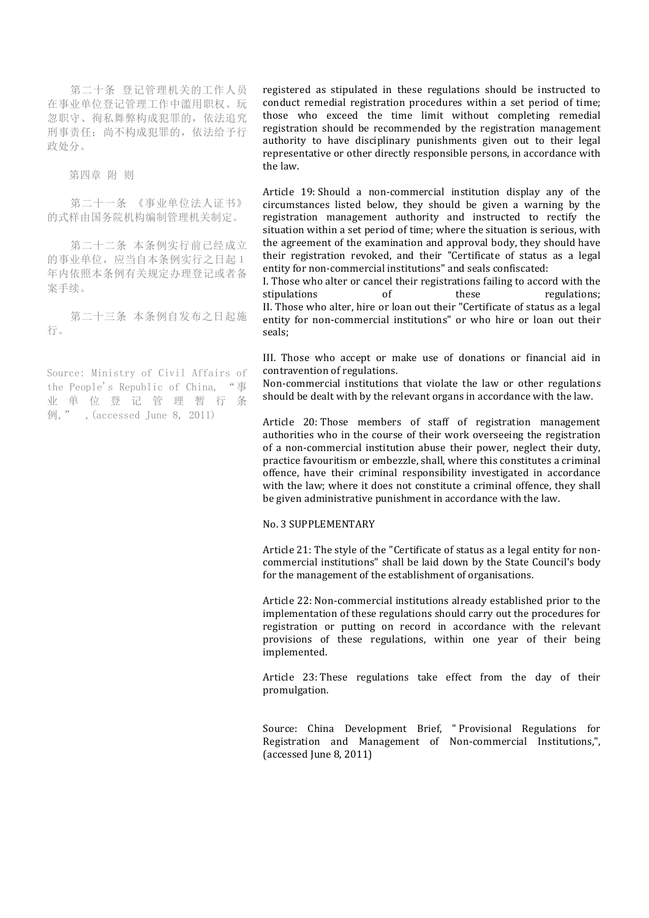第二十条 登记管理机关的工作人员在事业单位登记管理工作中滥用职权、玩忽职守、徇私舞弊构成犯罪的，依法追究刑事责任；尚不构成犯罪的，依法给予行政处分。

第四章 附 则

第二十一条 《事业单位法人证书》的式样由国务院机构编制管理机关制定。

第二十二条 本条例实行前已经成立的事业单位，应当自本条例实行之日起 1 年内依照本条例有关规定办理登记或者备案手续。

第二十三条 本条例自发布之日起施行。

Source: Ministry of Civil Affairs of the People's Republic of China, "事业单位登记管理暂行条例," ,(accessed June 8, 2011)

registered as stipulated in these regulations should be instructed to conduct remedial registration procedures within a set period of time; those who exceed the time limit without completing remedial registration should be recommended by the registration management authority to have disciplinary punishments given out to their legal representative or other directly responsible persons, in accordance with the law.

Article 19: Should a non-commercial institution display any of the circumstances listed below, they should be given a warning by the registration management authority and instructed to rectify the situation within a set period of time; where the situation is serious, with the agreement of the examination and approval body, they should have their registration revoked, and their "Certificate of status as a legal entity for non-commercial institutions" and seals confiscated:

I. Those who alter or cancel their registrations failing to accord with the stipulations of these regulations;
II. Those who alter, hire or loan out their "Certificate of status as a legal entity for non-commercial institutions" or who hire or loan out their seals;

III. Those who accept or make use of donations or financial aid in contravention of regulations.

Non-commercial institutions that violate the law or other regulations should be dealt with by the relevant organs in accordance with the law.

Article 20: Those members of staff of registration management authorities who in the course of their work overseeing the registration of a non-commercial institution abuse their power, neglect their duty, practice favouritism or embezzle, shall, where this constitutes a criminal offence, have their criminal responsibility investigated in accordance with the law; where it does not constitute a criminal offence, they shall be given administrative punishment in accordance with the law.

No. 3 SUPPLEMENTARY

Article 21: The style of the "Certificate of status as a legal entity for non-commercial institutions" shall be laid down by the State Council's body for the management of the establishment of organisations.

Article 22: Non-commercial institutions already established prior to the implementation of these regulations should carry out the procedures for registration or putting on record in accordance with the relevant provisions of these regulations, within one year of their being implemented.

Article 23: These regulations take effect from the day of their promulgation.

Source: China Development Brief, "Provisional Regulations for Registration and Management of Non-commercial Institutions,", (accessed June 8, 2011)